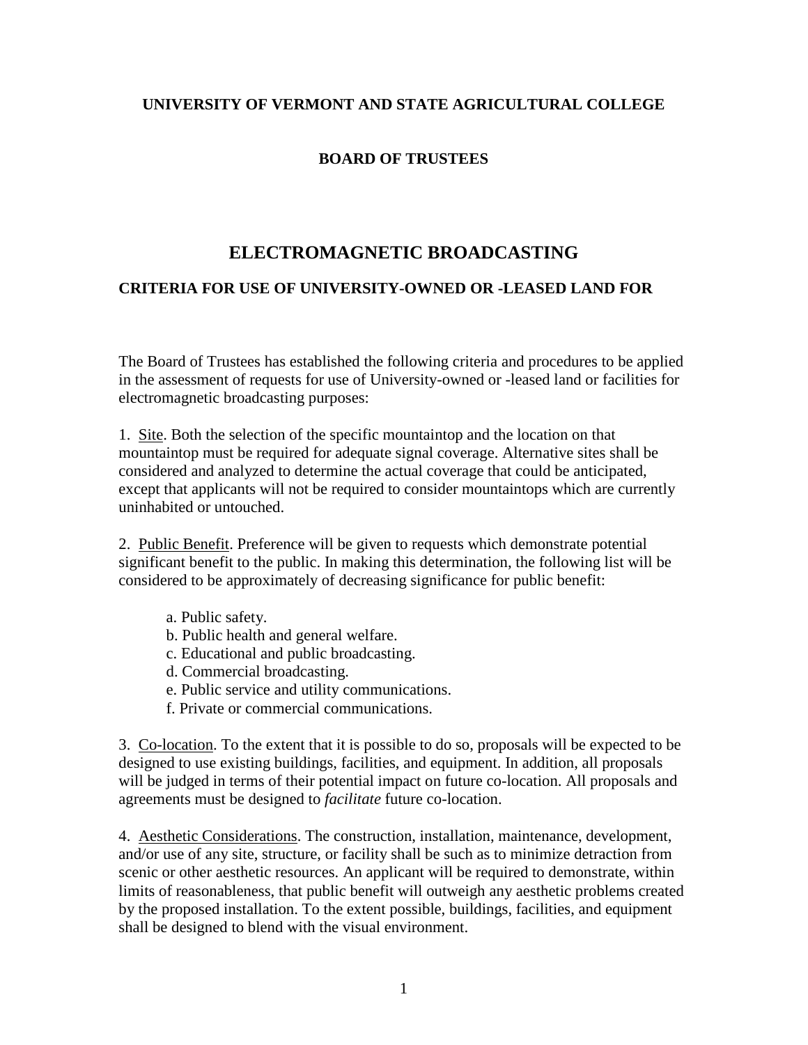**UNIVERSITY OF VERMONT AND STATE AGRICULTURAL COLLEGE**

**BOARD OF TRUSTEES**

# ELECTROMAGNETIC BROADCASTING

## CRITERIA FOR USE OF UNIVERSITY-OWNED OR -LEASED LAND FOR

The Board of Trustees has established the following criteria and procedures to be applied in the assessment of requests for use of University-owned or -leased land or facilities for electromagnetic broadcasting purposes:

1. Site. Both the selection of the specific mountaintop and the location on that mountaintop must be required for adequate signal coverage. Alternative sites shall be considered and analyzed to determine the actual coverage that could be anticipated, except that applicants will not be required to consider mountaintops which are currently uninhabited or untouched.

2. Public Benefit. Preference will be given to requests which demonstrate potential significant benefit to the public. In making this determination, the following list will be considered to be approximately of decreasing significance for public benefit:

   a. Public safety.
   b. Public health and general welfare.
   c. Educational and public broadcasting.
   d. Commercial broadcasting.
   e. Public service and utility communications.
   f. Private or commercial communications.

3. Co-location. To the extent that it is possible to do so, proposals will be expected to be designed to use existing buildings, facilities, and equipment. In addition, all proposals will be judged in terms of their potential impact on future co-location. All proposals and agreements must be designed to *facilitate* future co-location.

4. Aesthetic Considerations. The construction, installation, maintenance, development, and/or use of any site, structure, or facility shall be such as to minimize detraction from scenic or other aesthetic resources. An applicant will be required to demonstrate, within limits of reasonableness, that public benefit will outweigh any aesthetic problems created by the proposed installation. To the extent possible, buildings, facilities, and equipment shall be designed to blend with the visual environment.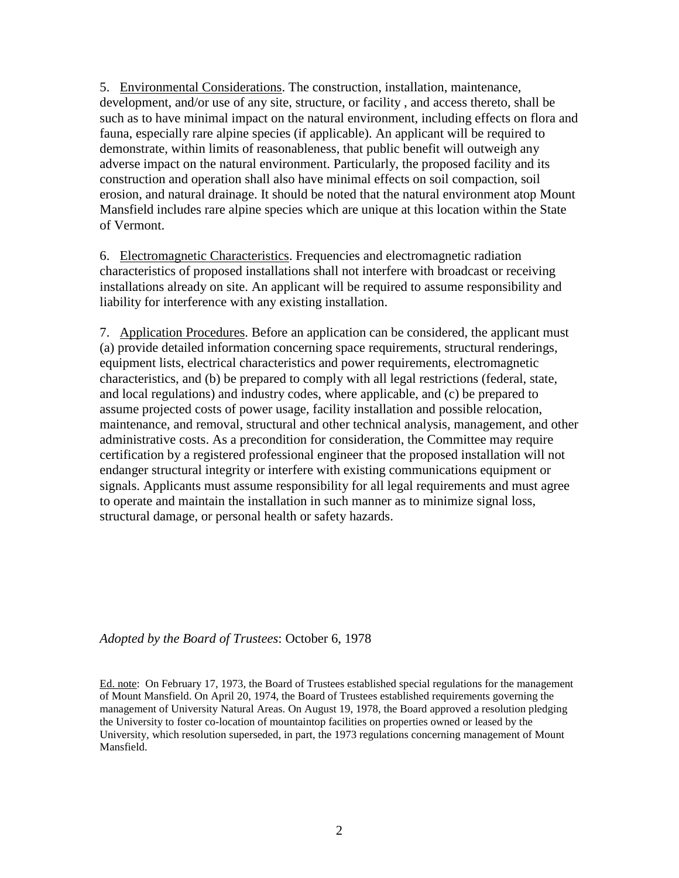5. Environmental Considerations. The construction, installation, maintenance, development, and/or use of any site, structure, or facility , and access thereto, shall be such as to have minimal impact on the natural environment, including effects on flora and fauna, especially rare alpine species (if applicable). An applicant will be required to demonstrate, within limits of reasonableness, that public benefit will outweigh any adverse impact on the natural environment. Particularly, the proposed facility and its construction and operation shall also have minimal effects on soil compaction, soil erosion, and natural drainage. It should be noted that the natural environment atop Mount Mansfield includes rare alpine species which are unique at this location within the State of Vermont.

6. Electromagnetic Characteristics. Frequencies and electromagnetic radiation characteristics of proposed installations shall not interfere with broadcast or receiving installations already on site. An applicant will be required to assume responsibility and liability for interference with any existing installation.

7. Application Procedures. Before an application can be considered, the applicant must (a) provide detailed information concerning space requirements, structural renderings, equipment lists, electrical characteristics and power requirements, electromagnetic characteristics, and (b) be prepared to comply with all legal restrictions (federal, state, and local regulations) and industry codes, where applicable, and (c) be prepared to assume projected costs of power usage, facility installation and possible relocation, maintenance, and removal, structural and other technical analysis, management, and other administrative costs. As a precondition for consideration, the Committee may require certification by a registered professional engineer that the proposed installation will not endanger structural integrity or interfere with existing communications equipment or signals. Applicants must assume responsibility for all legal requirements and must agree to operate and maintain the installation in such manner as to minimize signal loss, structural damage, or personal health or safety hazards.

*Adopted by the Board of Trustees*: October 6, 1978

Ed. note: On February 17, 1973, the Board of Trustees established special regulations for the management of Mount Mansfield. On April 20, 1974, the Board of Trustees established requirements governing the management of University Natural Areas. On August 19, 1978, the Board approved a resolution pledging the University to foster co-location of mountaintop facilities on properties owned or leased by the University, which resolution superseded, in part, the 1973 regulations concerning management of Mount Mansfield.